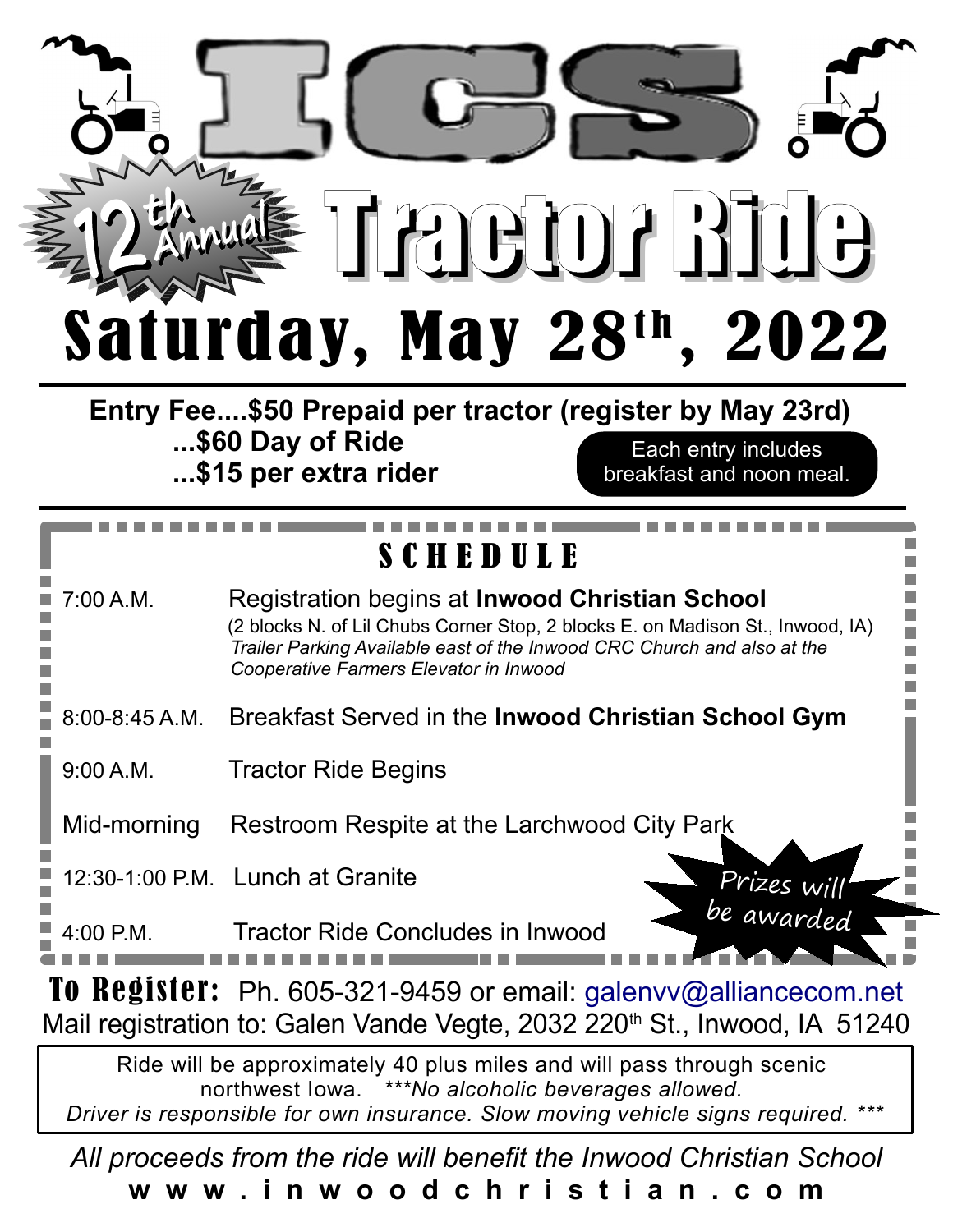# ICS

## 12th Annual Tractor Ride

## Saturday, May 28th, 2022

**Entry Fee....$50 Prepaid per tractor (register by May 23rd)**
**...$60 Day of Ride**
**...$15 per extra rider**

Each entry includes breakfast and noon meal.

### SCHEDULE

| | |
|---|---|
| 7:00 A.M. | Registration begins at **Inwood Christian School** (2 blocks N. of Lil Chubs Corner Stop, 2 blocks E. on Madison St., Inwood, IA) *Trailer Parking Available east of the Inwood CRC Church and also at the Cooperative Farmers Elevator in Inwood* |
| 8:00-8:45 A.M. | Breakfast Served in the **Inwood Christian School Gym** |
| 9:00 A.M. | Tractor Ride Begins |
| Mid-morning | Restroom Respite at the Larchwood City Park |
| 12:30-1:00 P.M. | Lunch at Granite |
| 4:00 P.M. | Tractor Ride Concludes in Inwood |

Prizes will be awarded

**To Register:** Ph. 605-321-9459 or email: galenvv@alliancecom.net
Mail registration to: Galen Vande Vegte, 2032 220th St., Inwood, IA 51240

Ride will be approximately 40 plus miles and will pass through scenic northwest Iowa. *\*\*\*No alcoholic beverages allowed. Driver is responsible for own insurance. Slow moving vehicle signs required. \*\*\**

*All proceeds from the ride will benefit the Inwood Christian School*

**www.inwoodchristian.com**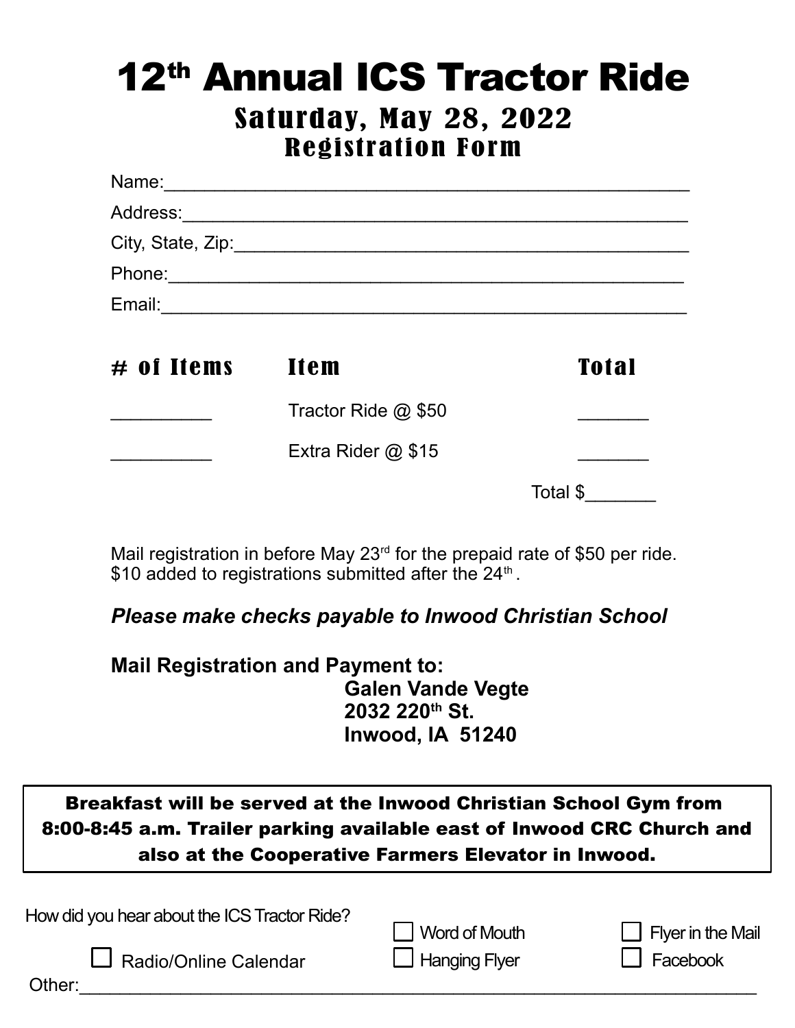# 12th Annual ICS Tractor Ride

## Saturday, May 28, 2022

### Registration Form

Name:\_\_\_\_\_\_\_\_\_\_\_\_\_\_\_\_\_\_\_\_\_\_\_\_\_\_\_\_\_\_\_\_\_\_\_\_\_\_\_\_\_\_\_\_\_\_\_\_

Address:\_\_\_\_\_\_\_\_\_\_\_\_\_\_\_\_\_\_\_\_\_\_\_\_\_\_\_\_\_\_\_\_\_\_\_\_\_\_\_\_\_\_\_\_\_\_

City, State, Zip:\_\_\_\_\_\_\_\_\_\_\_\_\_\_\_\_\_\_\_\_\_\_\_\_\_\_\_\_\_\_\_\_\_\_\_\_\_\_\_\_\_\_

Phone:\_\_\_\_\_\_\_\_\_\_\_\_\_\_\_\_\_\_\_\_\_\_\_\_\_\_\_\_\_\_\_\_\_\_\_\_\_\_\_\_\_\_\_\_\_\_\_

Email:\_\_\_\_\_\_\_\_\_\_\_\_\_\_\_\_\_\_\_\_\_\_\_\_\_\_\_\_\_\_\_\_\_\_\_\_\_\_\_\_\_\_\_\_\_\_\_\_

| # of Items | Item | Total |
|---|---|---|
| \_\_\_\_\_\_\_\_\_\_ | Tractor Ride @ $50 | \_\_\_\_\_\_\_ |
| \_\_\_\_\_\_\_\_\_\_ | Extra Rider @ $15 | \_\_\_\_\_\_\_ |
| | | Total $\_\_\_\_\_\_\_ |

Mail registration in before May 23rd for the prepaid rate of $50 per ride. $10 added to registrations submitted after the 24th.

***Please make checks payable to Inwood Christian School***

**Mail Registration and Payment to:**

**Galen Vande Vegte**
**2032 220th St.**
**Inwood, IA 51240**

**Breakfast will be served at the Inwood Christian School Gym from 8:00-8:45 a.m. Trailer parking available east of Inwood CRC Church and also at the Cooperative Farmers Elevator in Inwood.**

How did you hear about the ICS Tractor Ride?

- ☐ Word of Mouth
- ☐ Flyer in the Mail
- ☐ Radio/Online Calendar
- ☐ Hanging Flyer
- ☐ Facebook

Other:\_\_\_\_\_\_\_\_\_\_\_\_\_\_\_\_\_\_\_\_\_\_\_\_\_\_\_\_\_\_\_\_\_\_\_\_\_\_\_\_\_\_\_\_\_\_\_\_\_\_\_\_\_\_\_\_\_\_\_\_\_\_\_\_